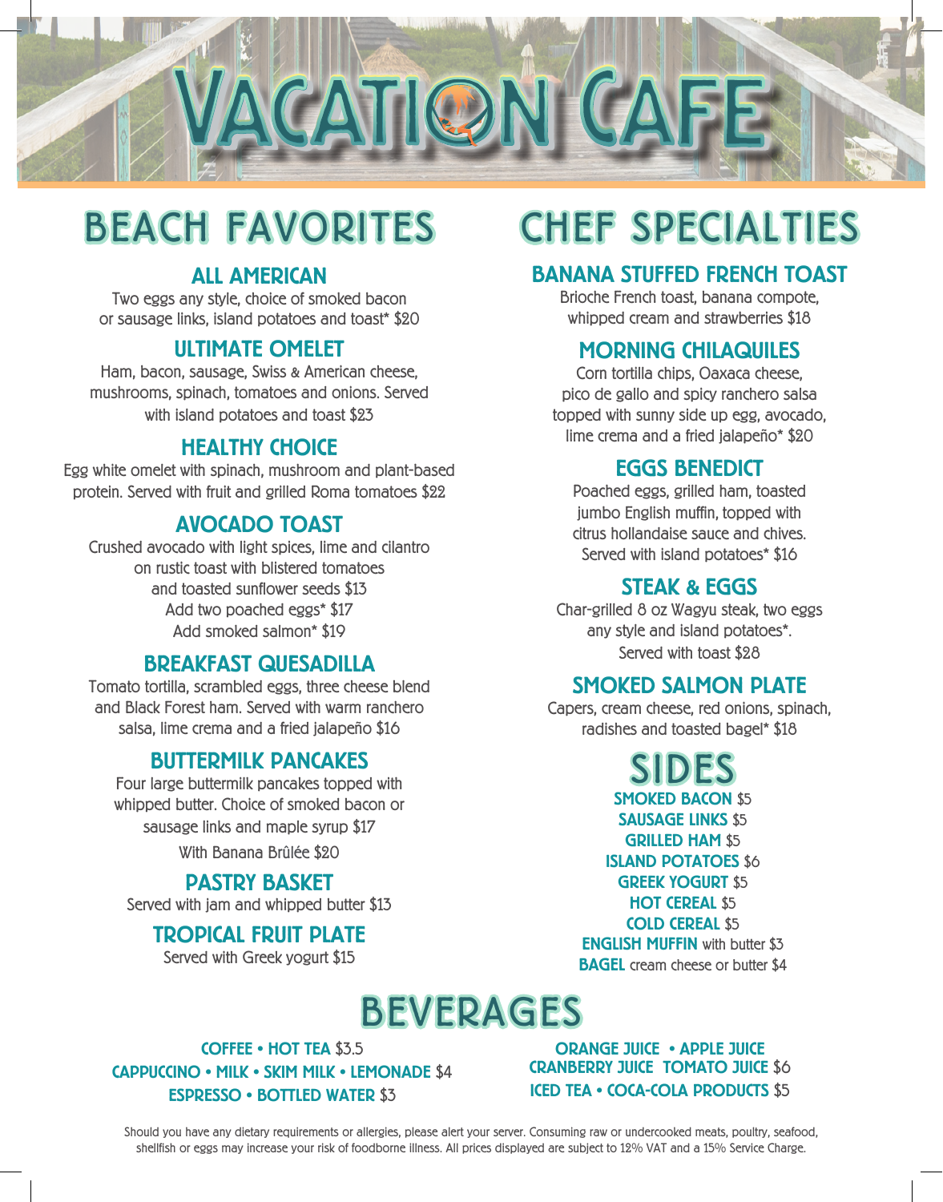# VACATION CAFE

## BEACH FAVORITES

### ALL AMERICAN
Two eggs any style, choice of smoked bacon or sausage links, island potatoes and toast* $20

### ULTIMATE OMELET
Ham, bacon, sausage, Swiss & American cheese, mushrooms, spinach, tomatoes and onions. Served with island potatoes and toast $23

### HEALTHY CHOICE
Egg white omelet with spinach, mushroom and plant-based protein. Served with fruit and grilled Roma tomatoes $22

### AVOCADO TOAST
Crushed avocado with light spices, lime and cilantro on rustic toast with blistered tomatoes and toasted sunflower seeds $13
Add two poached eggs* $17
Add smoked salmon* $19

### BREAKFAST QUESADILLA
Tomato tortilla, scrambled eggs, three cheese blend and Black Forest ham. Served with warm ranchero salsa, lime crema and a fried jalapeño $16

### BUTTERMILK PANCAKES
Four large buttermilk pancakes topped with whipped butter. Choice of smoked bacon or sausage links and maple syrup $17
With Banana Brûlée $20

### PASTRY BASKET
Served with jam and whipped butter $13

### TROPICAL FRUIT PLATE
Served with Greek yogurt $15

## CHEF SPECIALTIES

### BANANA STUFFED FRENCH TOAST
Brioche French toast, banana compote, whipped cream and strawberries $18

### MORNING CHILAQUILES
Corn tortilla chips, Oaxaca cheese, pico de gallo and spicy ranchero salsa topped with sunny side up egg, avocado, lime crema and a fried jalapeño* $20

### EGGS BENEDICT
Poached eggs, grilled ham, toasted jumbo English muffin, topped with citrus hollandaise sauce and chives. Served with island potatoes* $16

### STEAK & EGGS
Char-grilled 8 oz Wagyu steak, two eggs any style and island potatoes*. Served with toast $28

### SMOKED SALMON PLATE
Capers, cream cheese, red onions, spinach, radishes and toasted bagel* $18

## SIDES

**SMOKED BACON** $5
**SAUSAGE LINKS** $5
**GRILLED HAM** $5
**ISLAND POTATOES** $6
**GREEK YOGURT** $5
**HOT CEREAL** $5
**COLD CEREAL** $5
**ENGLISH MUFFIN** with butter $3
**BAGEL** cream cheese or butter $4

## BEVERAGES

**COFFEE • HOT TEA** $3.5
**CAPPUCCINO • MILK • SKIM MILK • LEMONADE** $4
**ESPRESSO • BOTTLED WATER** $3

**ORANGE JUICE • APPLE JUICE**
**CRANBERRY JUICE TOMATO JUICE** $6
**ICED TEA • COCA-COLA PRODUCTS** $5

Should you have any dietary requirements or allergies, please alert your server. Consuming raw or undercooked meats, poultry, seafood, shellfish or eggs may increase your risk of foodborne illness. All prices displayed are subject to 12% VAT and a 15% Service Charge.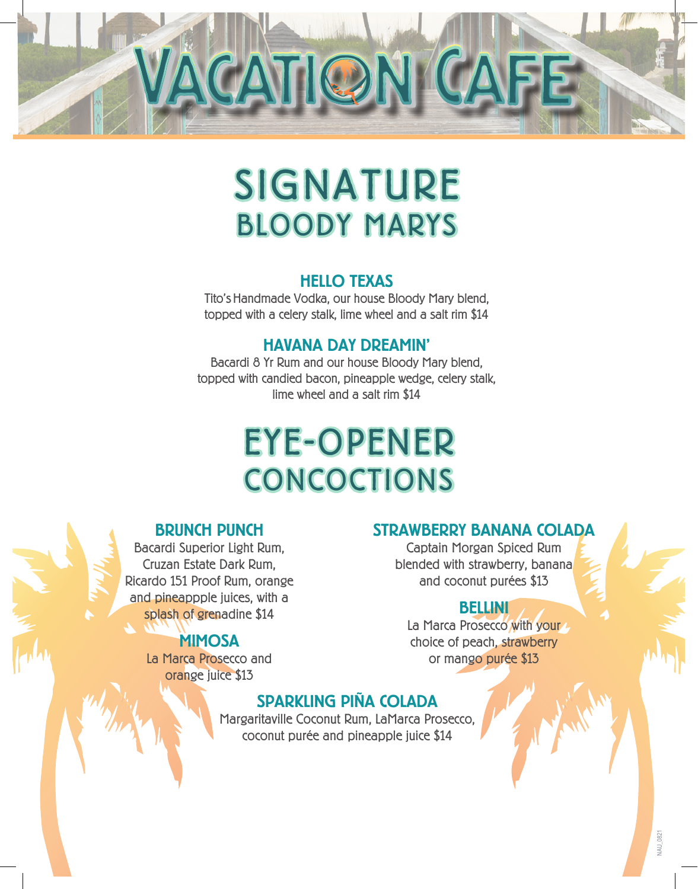# VACATION CAFE

## SIGNATURE BLOODY MARYS

### HELLO TEXAS

Tito's Handmade Vodka, our house Bloody Mary blend, topped with a celery stalk, lime wheel and a salt rim $14

### HAVANA DAY DREAMIN'

Bacardi 8 Yr Rum and our house Bloody Mary blend, topped with candied bacon, pineapple wedge, celery stalk, lime wheel and a salt rim $14

## EYE-OPENER CONCOCTIONS

### BRUNCH PUNCH

Bacardi Superior Light Rum, Cruzan Estate Dark Rum, Ricardo 151 Proof Rum, orange and pineappple juices, with a splash of grenadine $14

### MIMOSA

La Marca Prosecco and orange juice $13

### STRAWBERRY BANANA COLADA

Captain Morgan Spiced Rum blended with strawberry, banana and coconut purées $13

### BELLINI

La Marca Prosecco with your choice of peach, strawberry or mango purée $13

### SPARKLING PIÑA COLADA

Margaritaville Coconut Rum, LaMarca Prosecco, coconut purée and pineapple juice $14

NAU_0821